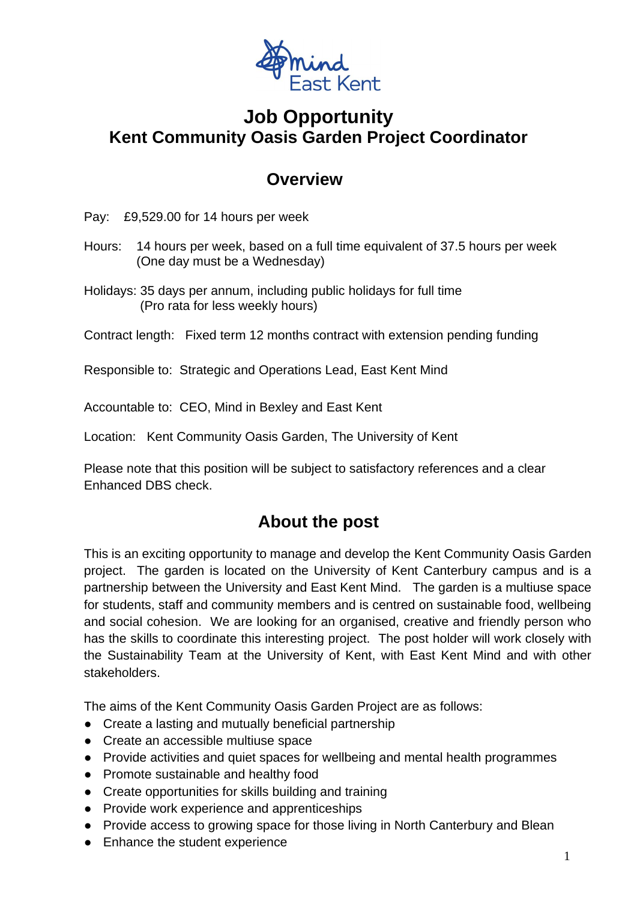# Job Opportunity
# Kent Community Oasis Garden Project Coordinator

## Overview

Pay: £9,529.00 for 14 hours per week

Hours: 14 hours per week, based on a full time equivalent of 37.5 hours per week (One day must be a Wednesday)

Holidays: 35 days per annum, including public holidays for full time (Pro rata for less weekly hours)

Contract length: Fixed term 12 months contract with extension pending funding

Responsible to: Strategic and Operations Lead, East Kent Mind

Accountable to: CEO, Mind in Bexley and East Kent

Location: Kent Community Oasis Garden, The University of Kent

Please note that this position will be subject to satisfactory references and a clear Enhanced DBS check.

## About the post

This is an exciting opportunity to manage and develop the Kent Community Oasis Garden project. The garden is located on the University of Kent Canterbury campus and is a partnership between the University and East Kent Mind. The garden is a multiuse space for students, staff and community members and is centred on sustainable food, wellbeing and social cohesion. We are looking for an organised, creative and friendly person who has the skills to coordinate this interesting project. The post holder will work closely with the Sustainability Team at the University of Kent, with East Kent Mind and with other stakeholders.

The aims of the Kent Community Oasis Garden Project are as follows:

- Create a lasting and mutually beneficial partnership
- Create an accessible multiuse space
- Provide activities and quiet spaces for wellbeing and mental health programmes
- Promote sustainable and healthy food
- Create opportunities for skills building and training
- Provide work experience and apprenticeships
- Provide access to growing space for those living in North Canterbury and Blean
- Enhance the student experience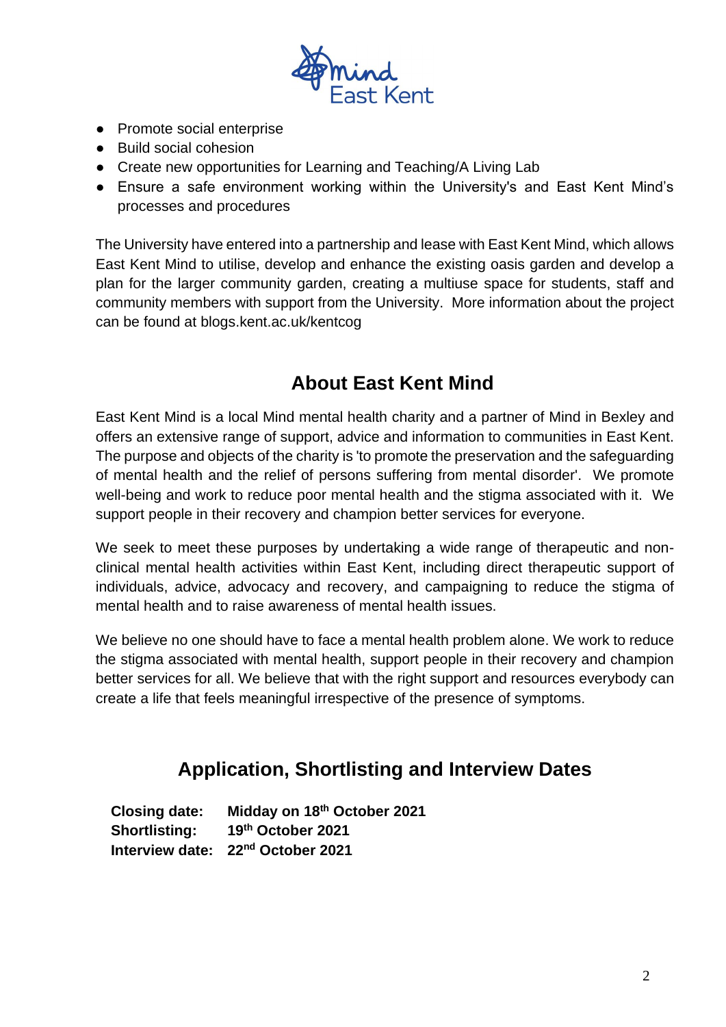- Promote social enterprise
- Build social cohesion
- Create new opportunities for Learning and Teaching/A Living Lab
- Ensure a safe environment working within the University's and East Kent Mind's processes and procedures

The University have entered into a partnership and lease with East Kent Mind, which allows East Kent Mind to utilise, develop and enhance the existing oasis garden and develop a plan for the larger community garden, creating a multiuse space for students, staff and community members with support from the University. More information about the project can be found at blogs.kent.ac.uk/kentcog

## About East Kent Mind

East Kent Mind is a local Mind mental health charity and a partner of Mind in Bexley and offers an extensive range of support, advice and information to communities in East Kent. The purpose and objects of the charity is 'to promote the preservation and the safeguarding of mental health and the relief of persons suffering from mental disorder'. We promote well-being and work to reduce poor mental health and the stigma associated with it. We support people in their recovery and champion better services for everyone.

We seek to meet these purposes by undertaking a wide range of therapeutic and non-clinical mental health activities within East Kent, including direct therapeutic support of individuals, advice, advocacy and recovery, and campaigning to reduce the stigma of mental health and to raise awareness of mental health issues.

We believe no one should have to face a mental health problem alone. We work to reduce the stigma associated with mental health, support people in their recovery and champion better services for all. We believe that with the right support and resources everybody can create a life that feels meaningful irrespective of the presence of symptoms.

## Application, Shortlisting and Interview Dates

**Closing date:** **Midday on 18th October 2021**
**Shortlisting:** **19th October 2021**
**Interview date:** **22nd October 2021**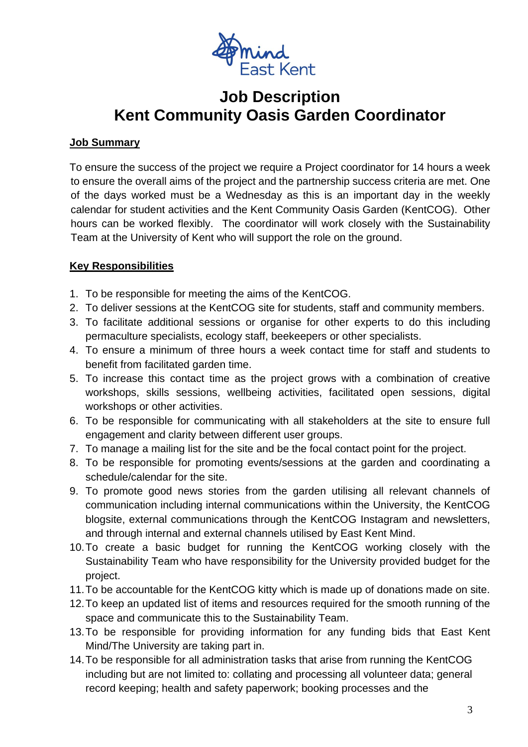Mind East Kent

# Job Description
# Kent Community Oasis Garden Coordinator

**Job Summary**

To ensure the success of the project we require a Project coordinator for 14 hours a week to ensure the overall aims of the project and the partnership success criteria are met. One of the days worked must be a Wednesday as this is an important day in the weekly calendar for student activities and the Kent Community Oasis Garden (KentCOG). Other hours can be worked flexibly. The coordinator will work closely with the Sustainability Team at the University of Kent who will support the role on the ground.

**Key Responsibilities**

1. To be responsible for meeting the aims of the KentCOG.
2. To deliver sessions at the KentCOG site for students, staff and community members.
3. To facilitate additional sessions or organise for other experts to do this including permaculture specialists, ecology staff, beekeepers or other specialists.
4. To ensure a minimum of three hours a week contact time for staff and students to benefit from facilitated garden time.
5. To increase this contact time as the project grows with a combination of creative workshops, skills sessions, wellbeing activities, facilitated open sessions, digital workshops or other activities.
6. To be responsible for communicating with all stakeholders at the site to ensure full engagement and clarity between different user groups.
7. To manage a mailing list for the site and be the focal contact point for the project.
8. To be responsible for promoting events/sessions at the garden and coordinating a schedule/calendar for the site.
9. To promote good news stories from the garden utilising all relevant channels of communication including internal communications within the University, the KentCOG blogsite, external communications through the KentCOG Instagram and newsletters, and through internal and external channels utilised by East Kent Mind.
10. To create a basic budget for running the KentCOG working closely with the Sustainability Team who have responsibility for the University provided budget for the project.
11. To be accountable for the KentCOG kitty which is made up of donations made on site.
12. To keep an updated list of items and resources required for the smooth running of the space and communicate this to the Sustainability Team.
13. To be responsible for providing information for any funding bids that East Kent Mind/The University are taking part in.
14. To be responsible for all administration tasks that arise from running the KentCOG including but are not limited to: collating and processing all volunteer data; general record keeping; health and safety paperwork; booking processes and the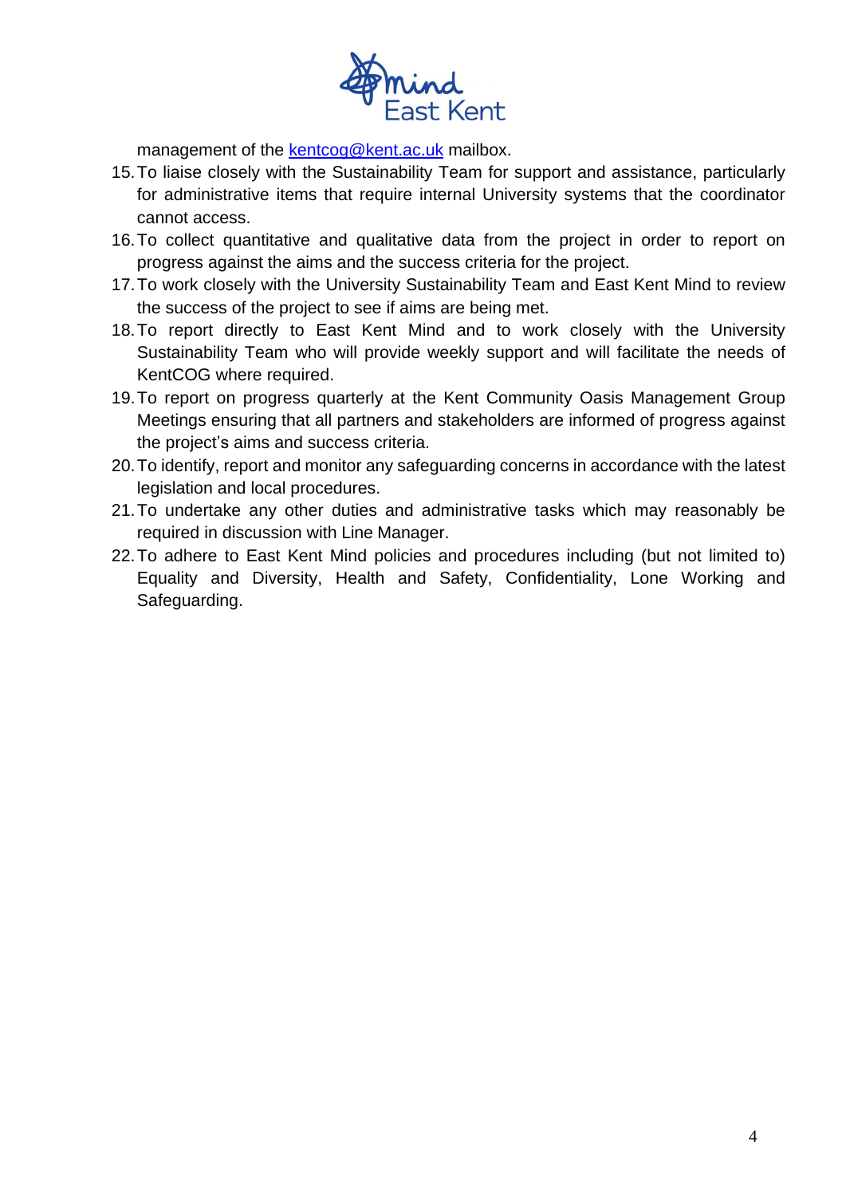management of the kentcog@kent.ac.uk mailbox.

15. To liaise closely with the Sustainability Team for support and assistance, particularly for administrative items that require internal University systems that the coordinator cannot access.
16. To collect quantitative and qualitative data from the project in order to report on progress against the aims and the success criteria for the project.
17. To work closely with the University Sustainability Team and East Kent Mind to review the success of the project to see if aims are being met.
18. To report directly to East Kent Mind and to work closely with the University Sustainability Team who will provide weekly support and will facilitate the needs of KentCOG where required.
19. To report on progress quarterly at the Kent Community Oasis Management Group Meetings ensuring that all partners and stakeholders are informed of progress against the project's aims and success criteria.
20. To identify, report and monitor any safeguarding concerns in accordance with the latest legislation and local procedures.
21. To undertake any other duties and administrative tasks which may reasonably be required in discussion with Line Manager.
22. To adhere to East Kent Mind policies and procedures including (but not limited to) Equality and Diversity, Health and Safety, Confidentiality, Lone Working and Safeguarding.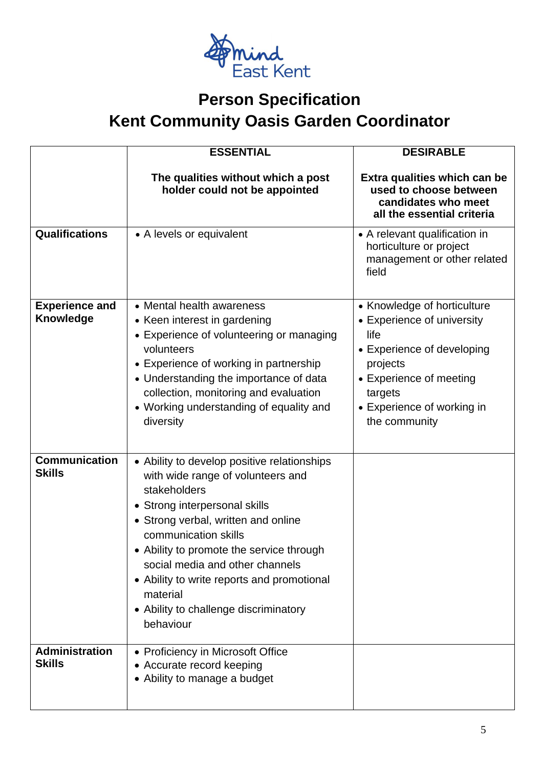Mind East Kent

# Person Specification
# Kent Community Oasis Garden Coordinator

| | ESSENTIAL<br><br>The qualities without which a post holder could not be appointed | DESIRABLE<br><br>Extra qualities which can be used to choose between candidates who meet all the essential criteria |
|---|---|---|
| **Qualifications** | • A levels or equivalent | • A relevant qualification in horticulture or project management or other related field |
| **Experience and Knowledge** | • Mental health awareness<br>• Keen interest in gardening<br>• Experience of volunteering or managing volunteers<br>• Experience of working in partnership<br>• Understanding the importance of data collection, monitoring and evaluation<br>• Working understanding of equality and diversity | • Knowledge of horticulture<br>• Experience of university life<br>• Experience of developing projects<br>• Experience of meeting targets<br>• Experience of working in the community |
| **Communication Skills** | • Ability to develop positive relationships with wide range of volunteers and stakeholders<br>• Strong interpersonal skills<br>• Strong verbal, written and online communication skills<br>• Ability to promote the service through social media and other channels<br>• Ability to write reports and promotional material<br>• Ability to challenge discriminatory behaviour | |
| **Administration Skills** | • Proficiency in Microsoft Office<br>• Accurate record keeping<br>• Ability to manage a budget | |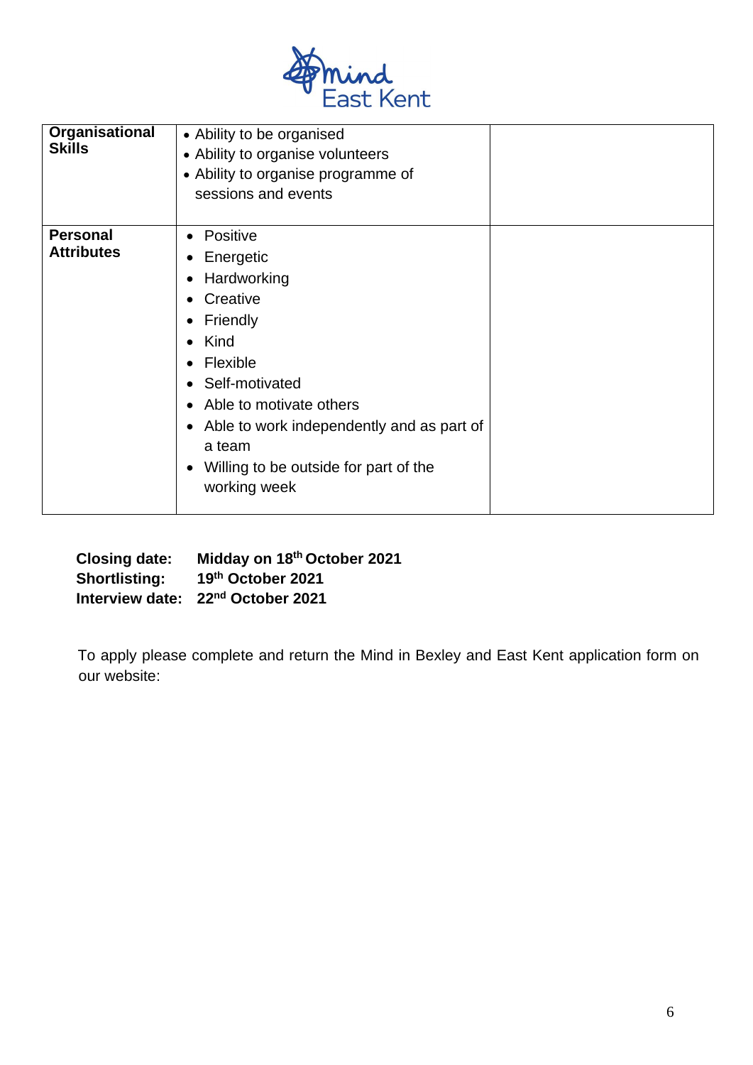| | | |
|---|---|---|
| **Organisational Skills** | • Ability to be organised<br>• Ability to organise volunteers<br>• Ability to organise programme of sessions and events | |
| **Personal Attributes** | • Positive<br>• Energetic<br>• Hardworking<br>• Creative<br>• Friendly<br>• Kind<br>• Flexible<br>• Self-motivated<br>• Able to motivate others<br>• Able to work independently and as part of a team<br>• Willing to be outside for part of the working week | |

**Closing date:** **Midday on 18th October 2021**
**Shortlisting:** **19th October 2021**
**Interview date:** **22nd October 2021**

To apply please complete and return the Mind in Bexley and East Kent application form on our website: